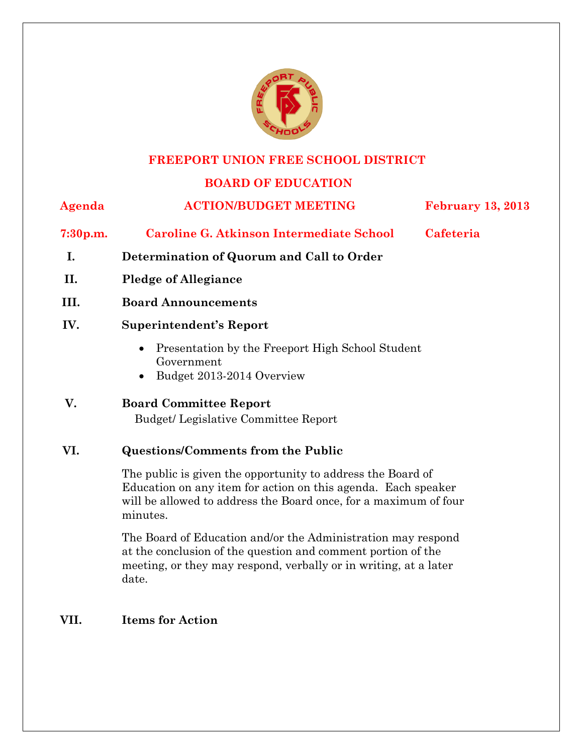# FREEPORT UNION FREE SCHOOL DISTRICT

## BOARD OF EDUCATION

**Agenda** | **ACTION/BUDGET MEETING** | **February 13, 2013**

**7:30p.m.** | **Caroline G. Atkinson Intermediate School** | **Cafeteria**

**I. Determination of Quorum and Call to Order**

**II. Pledge of Allegiance**

**III. Board Announcements**

**IV. Superintendent's Report**

- Presentation by the Freeport High School Student Government
- Budget 2013-2014 Overview

**V. Board Committee Report**

Budget/ Legislative Committee Report

**VI. Questions/Comments from the Public**

The public is given the opportunity to address the Board of Education on any item for action on this agenda. Each speaker will be allowed to address the Board once, for a maximum of four minutes.

The Board of Education and/or the Administration may respond at the conclusion of the question and comment portion of the meeting, or they may respond, verbally or in writing, at a later date.

**VII. Items for Action**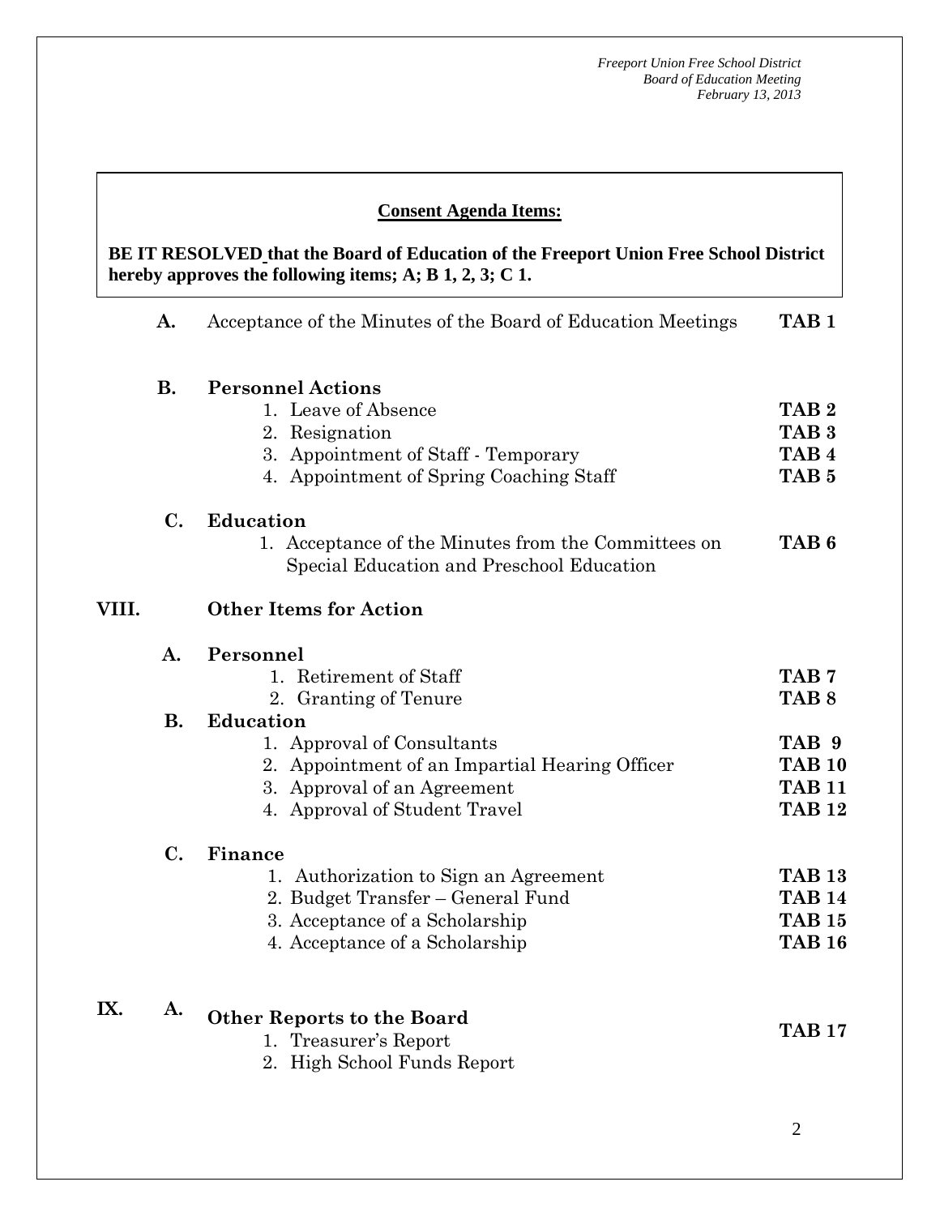**Consent Agenda Items:**

**BE IT RESOLVED that the Board of Education of the Freeport Union Free School District hereby approves the following items; A; B 1, 2, 3; C 1.**

| | | |
|---|---|---|
| **A.** | Acceptance of the Minutes of the Board of Education Meetings | **TAB 1** |
| **B.** | **Personnel Actions** | |
| | 1. Leave of Absence | **TAB 2** |
| | 2. Resignation | **TAB 3** |
| | 3. Appointment of Staff - Temporary | **TAB 4** |
| | 4. Appointment of Spring Coaching Staff | **TAB 5** |
| **C.** | **Education** | |
| | 1. Acceptance of the Minutes from the Committees on Special Education and Preschool Education | **TAB 6** |

## VIII. Other Items for Action

| | | |
|---|---|---|
| **A.** | **Personnel** | |
| | 1. Retirement of Staff | **TAB 7** |
| | 2. Granting of Tenure | **TAB 8** |
| **B.** | **Education** | |
| | 1. Approval of Consultants | **TAB 9** |
| | 2. Appointment of an Impartial Hearing Officer | **TAB 10** |
| | 3. Approval of an Agreement | **TAB 11** |
| | 4. Approval of Student Travel | **TAB 12** |
| **C.** | **Finance** | |
| | 1. Authorization to Sign an Agreement | **TAB 13** |
| | 2. Budget Transfer – General Fund | **TAB 14** |
| | 3. Acceptance of a Scholarship | **TAB 15** |
| | 4. Acceptance of a Scholarship | **TAB 16** |

## IX.

| | | |
|---|---|---|
| **A.** | **Other Reports to the Board** | **TAB 17** |
| | 1. Treasurer's Report | |
| | 2. High School Funds Report | |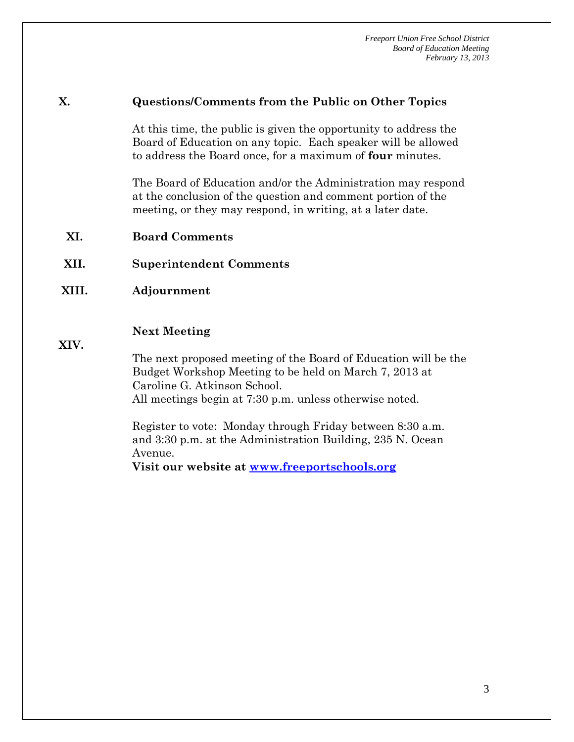## X. Questions/Comments from the Public on Other Topics

At this time, the public is given the opportunity to address the Board of Education on any topic. Each speaker will be allowed to address the Board once, for a maximum of **four** minutes.

The Board of Education and/or the Administration may respond at the conclusion of the question and comment portion of the meeting, or they may respond, in writing, at a later date.

## XI. Board Comments

## XII. Superintendent Comments

## XIII. Adjournment

## XIV. Next Meeting

The next proposed meeting of the Board of Education will be the Budget Workshop Meeting to be held on March 7, 2013 at Caroline G. Atkinson School.
All meetings begin at 7:30 p.m. unless otherwise noted.

Register to vote: Monday through Friday between 8:30 a.m. and 3:30 p.m. at the Administration Building, 235 N. Ocean Avenue.
**Visit our website at [www.freeportschools.org](http://www.freeportschools.org)**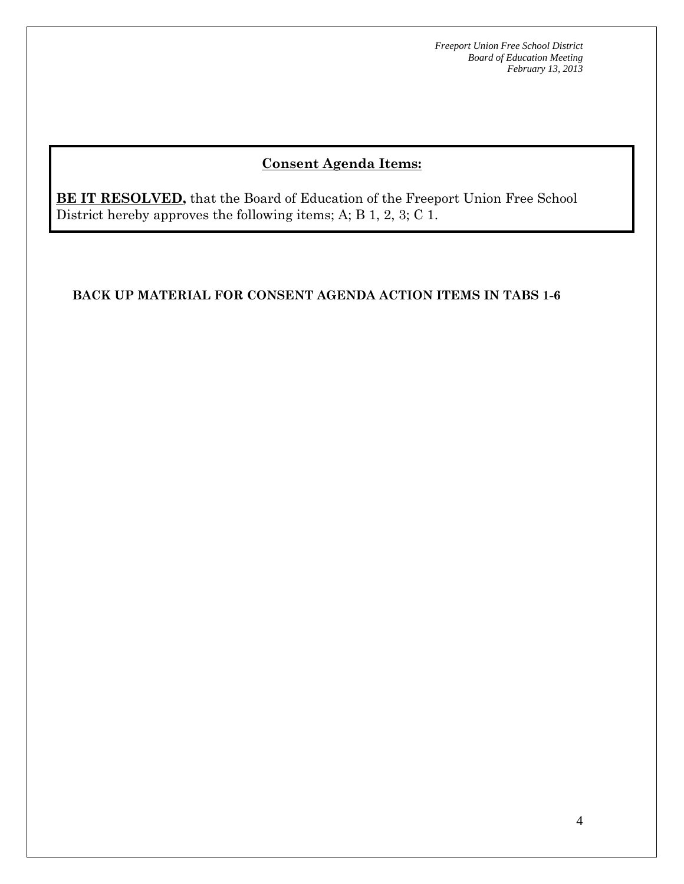## Consent Agenda Items:

**BE IT RESOLVED,** that the Board of Education of the Freeport Union Free School District hereby approves the following items; A; B 1, 2, 3; C 1.

**BACK UP MATERIAL FOR CONSENT AGENDA ACTION ITEMS IN TABS 1-6**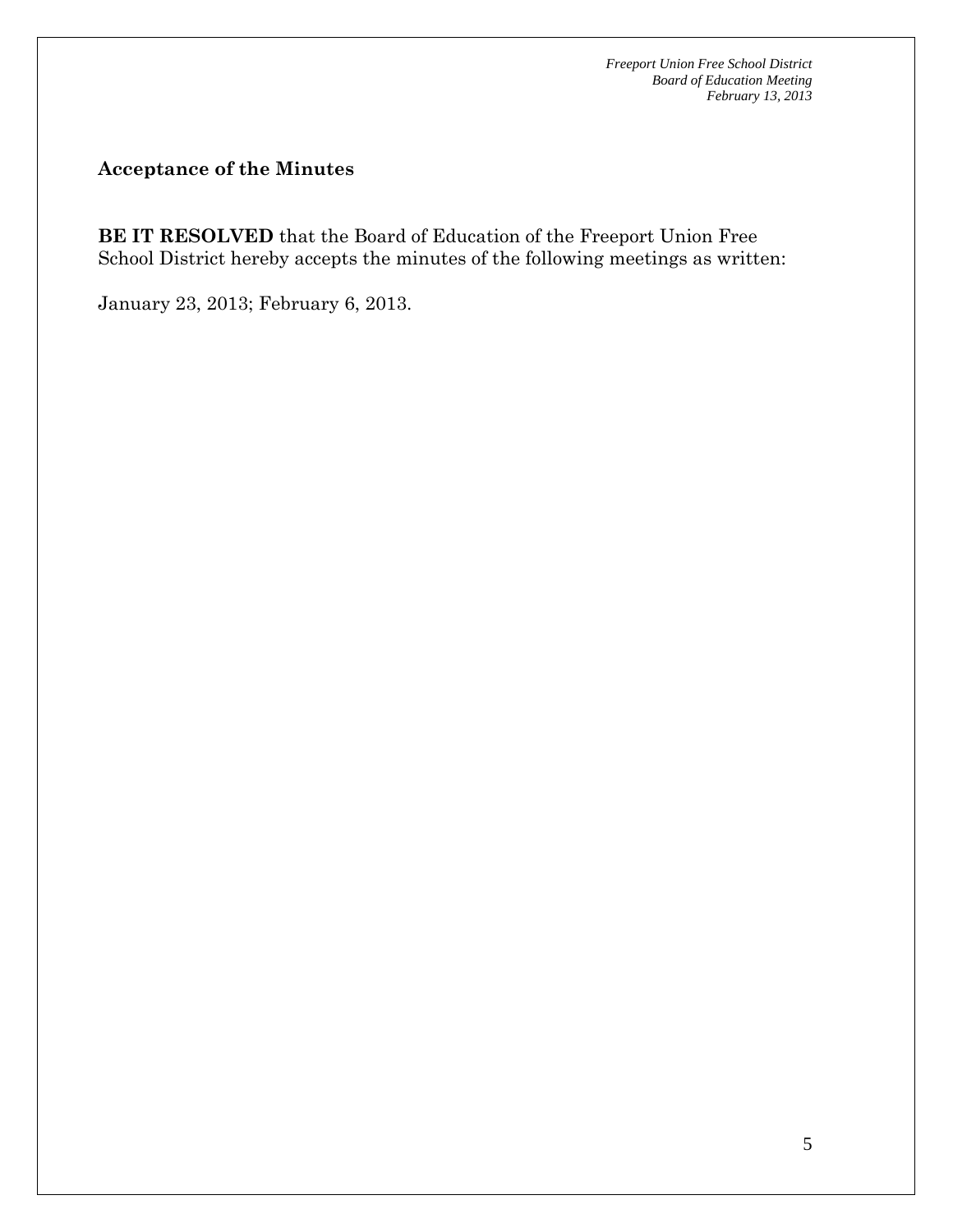## Acceptance of the Minutes

**BE IT RESOLVED** that the Board of Education of the Freeport Union Free School District hereby accepts the minutes of the following meetings as written:

January 23, 2013; February 6, 2013.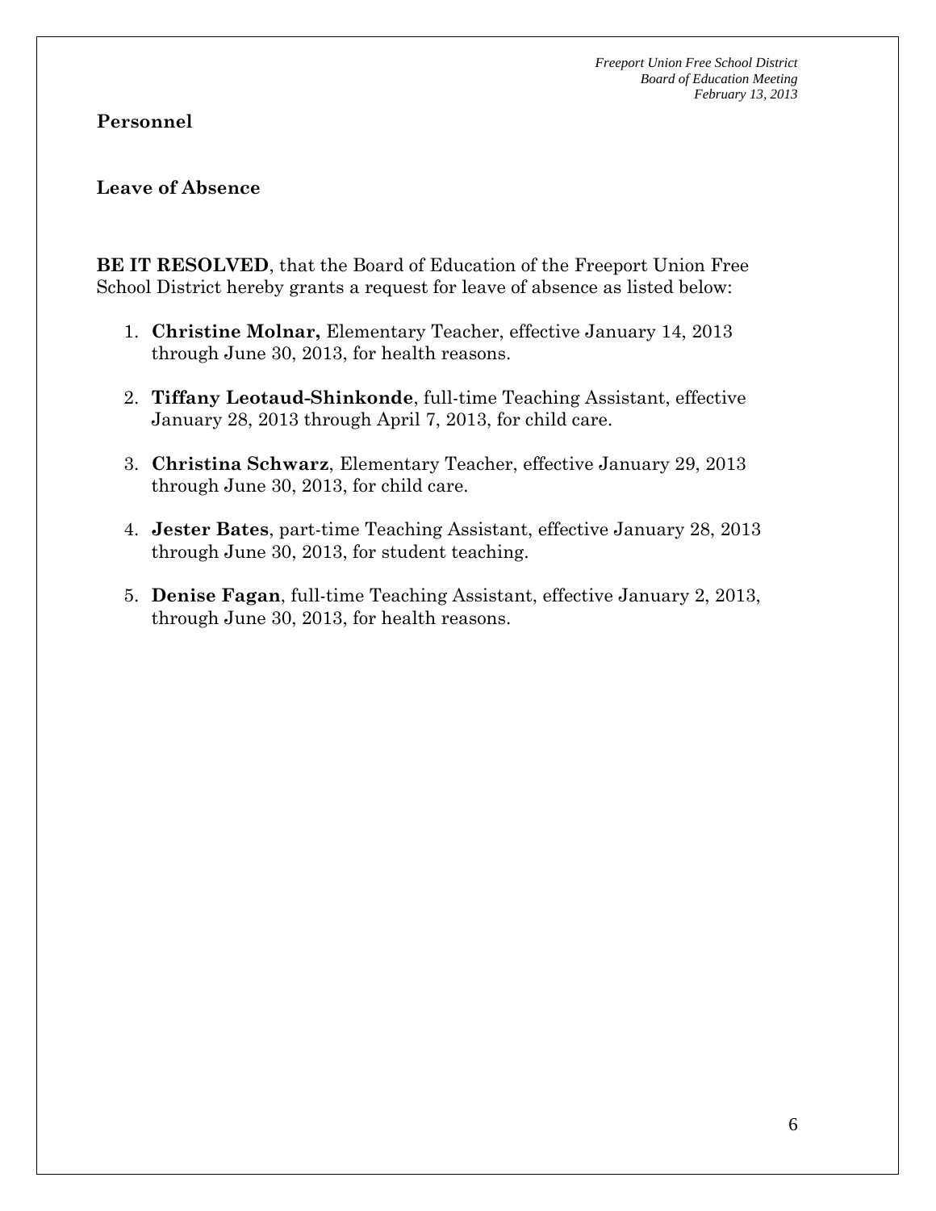**Personnel**

**Leave of Absence**

**BE IT RESOLVED**, that the Board of Education of the Freeport Union Free School District hereby grants a request for leave of absence as listed below:

1. **Christine Molnar,** Elementary Teacher, effective January 14, 2013 through June 30, 2013, for health reasons.
2. **Tiffany Leotaud-Shinkonde**, full-time Teaching Assistant, effective January 28, 2013 through April 7, 2013, for child care.
3. **Christina Schwarz**, Elementary Teacher, effective January 29, 2013 through June 30, 2013, for child care.
4. **Jester Bates**, part-time Teaching Assistant, effective January 28, 2013 through June 30, 2013, for student teaching.
5. **Denise Fagan**, full-time Teaching Assistant, effective January 2, 2013, through June 30, 2013, for health reasons.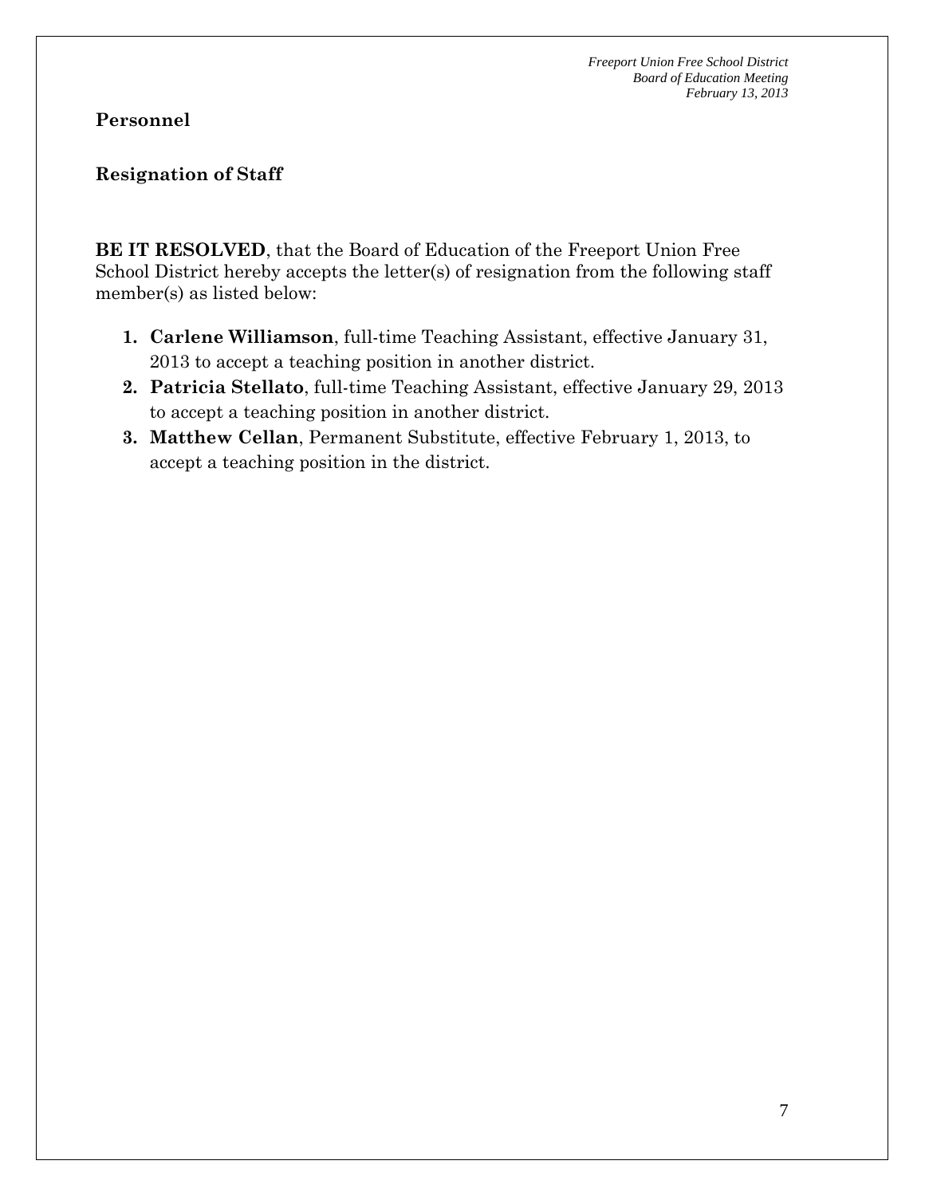**Personnel**

**Resignation of Staff**

**BE IT RESOLVED**, that the Board of Education of the Freeport Union Free School District hereby accepts the letter(s) of resignation from the following staff member(s) as listed below:

1. **Carlene Williamson**, full-time Teaching Assistant, effective January 31, 2013 to accept a teaching position in another district.
2. **Patricia Stellato**, full-time Teaching Assistant, effective January 29, 2013 to accept a teaching position in another district.
3. **Matthew Cellan**, Permanent Substitute, effective February 1, 2013, to accept a teaching position in the district.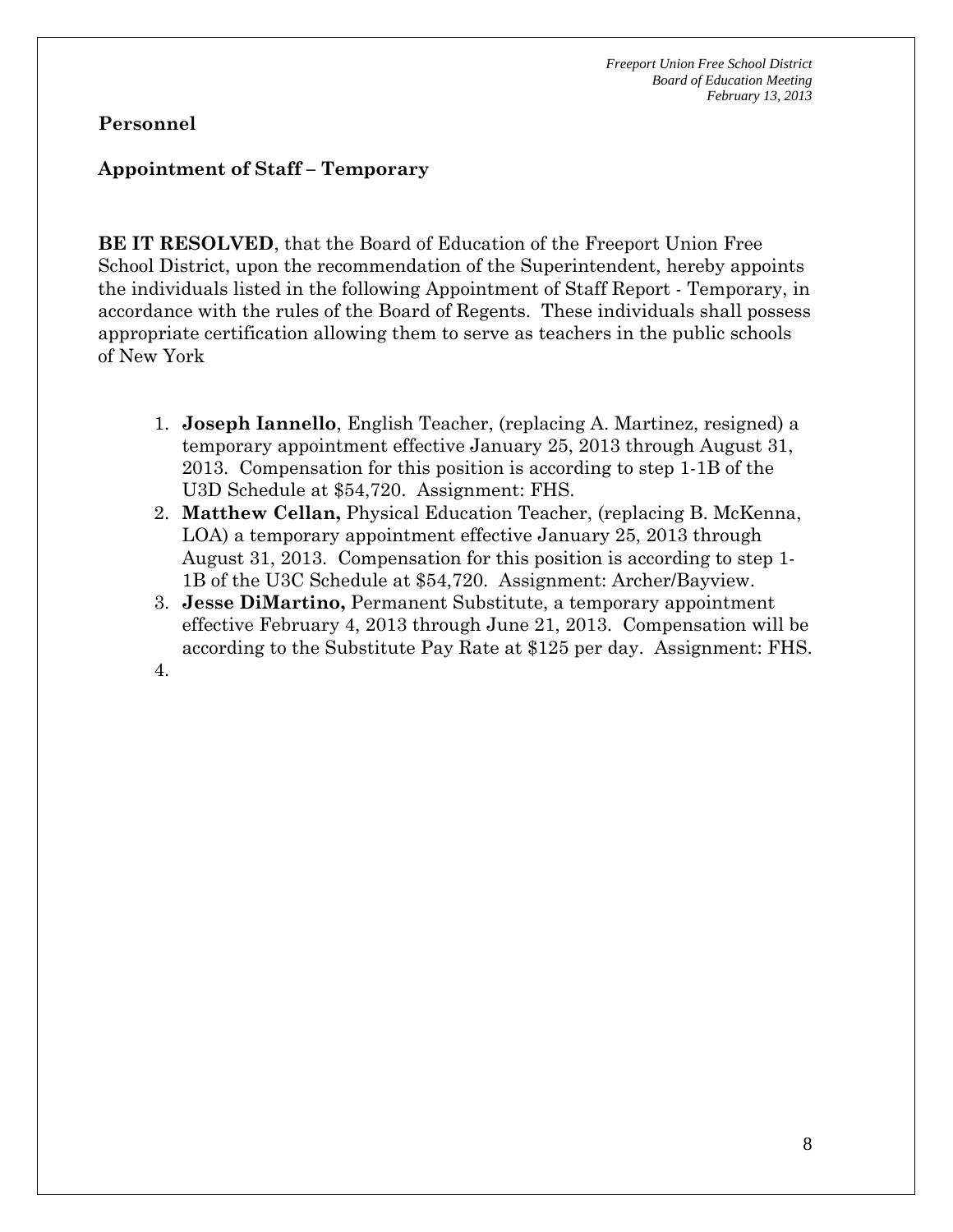## Personnel

### Appointment of Staff – Temporary

**BE IT RESOLVED**, that the Board of Education of the Freeport Union Free School District, upon the recommendation of the Superintendent, hereby appoints the individuals listed in the following Appointment of Staff Report - Temporary, in accordance with the rules of the Board of Regents. These individuals shall possess appropriate certification allowing them to serve as teachers in the public schools of New York

1. **Joseph Iannello**, English Teacher, (replacing A. Martinez, resigned) a temporary appointment effective January 25, 2013 through August 31, 2013. Compensation for this position is according to step 1-1B of the U3D Schedule at $54,720. Assignment: FHS.
2. **Matthew Cellan,** Physical Education Teacher, (replacing B. McKenna, LOA) a temporary appointment effective January 25, 2013 through August 31, 2013. Compensation for this position is according to step 1-1B of the U3C Schedule at $54,720. Assignment: Archer/Bayview.
3. **Jesse DiMartino,** Permanent Substitute, a temporary appointment effective February 4, 2013 through June 21, 2013. Compensation will be according to the Substitute Pay Rate at $125 per day. Assignment: FHS.
4.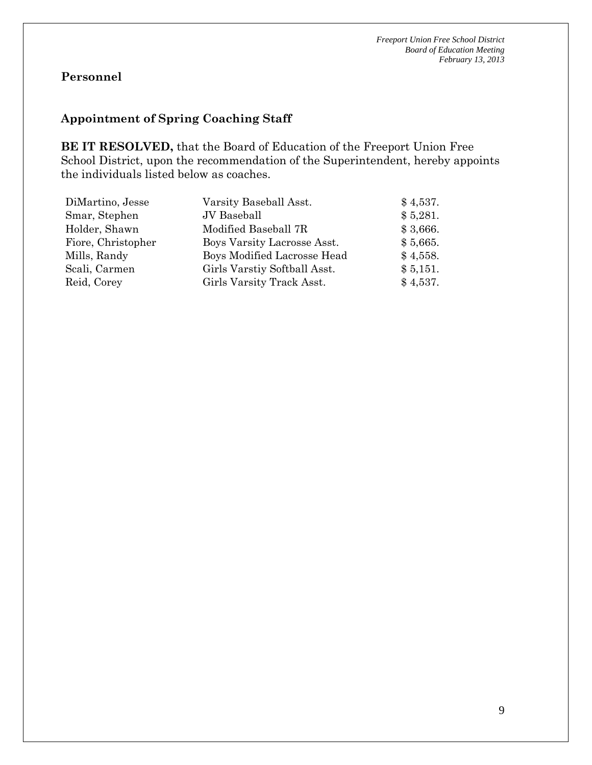## Personnel

### Appointment of Spring Coaching Staff

**BE IT RESOLVED,** that the Board of Education of the Freeport Union Free School District, upon the recommendation of the Superintendent, hereby appoints the individuals listed below as coaches.

| | | |
|---|---|---|
| DiMartino, Jesse | Varsity Baseball Asst. | $ 4,537. |
| Smar, Stephen | JV Baseball | $ 5,281. |
| Holder, Shawn | Modified Baseball 7R | $ 3,666. |
| Fiore, Christopher | Boys Varsity Lacrosse Asst. | $ 5,665. |
| Mills, Randy | Boys Modified Lacrosse Head | $ 4,558. |
| Scali, Carmen | Girls Varstiy Softball Asst. | $ 5,151. |
| Reid, Corey | Girls Varsity Track Asst. | $ 4,537. |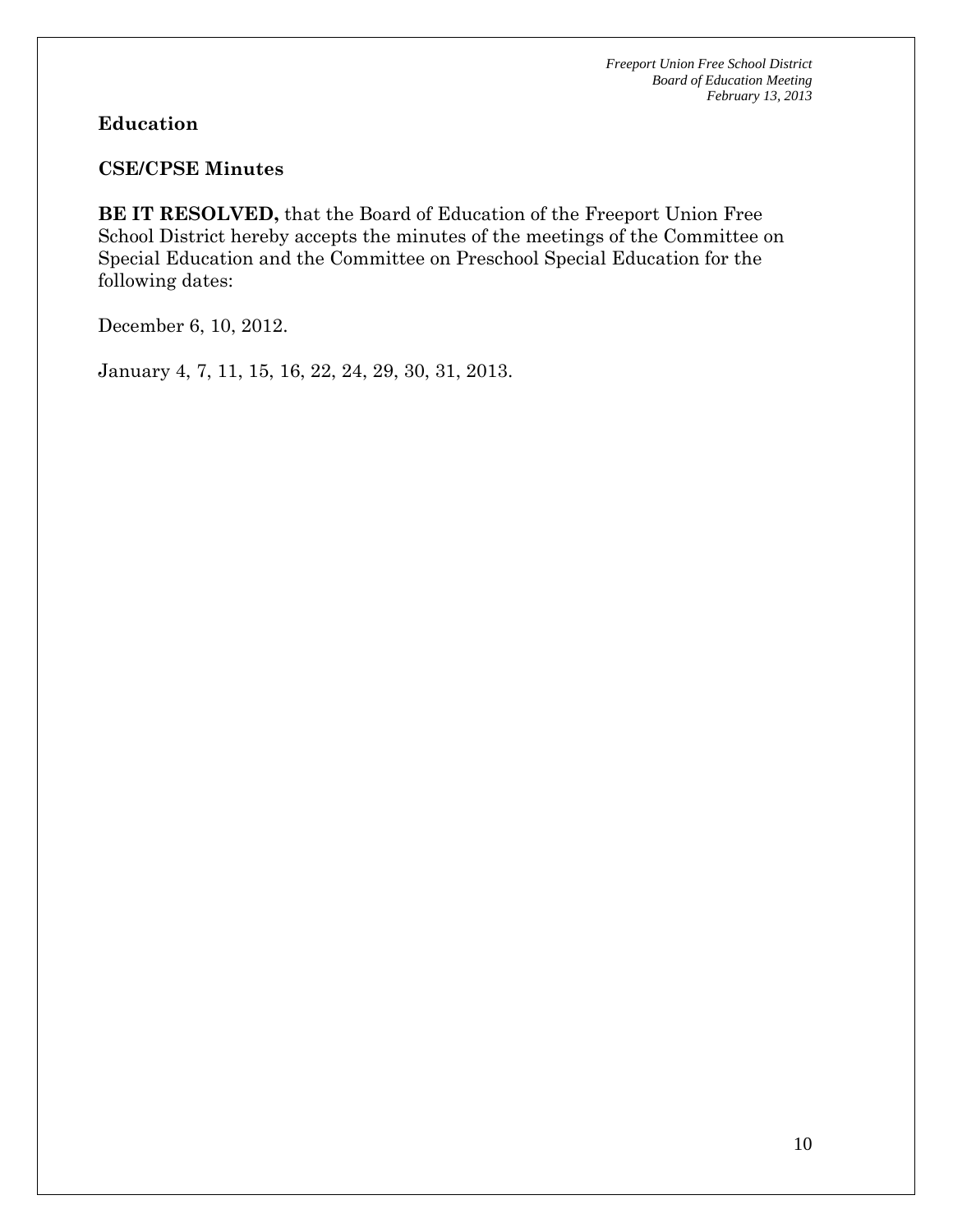**Education**

**CSE/CPSE Minutes**

**BE IT RESOLVED,** that the Board of Education of the Freeport Union Free School District hereby accepts the minutes of the meetings of the Committee on Special Education and the Committee on Preschool Special Education for the following dates:

December 6, 10, 2012.

January 4, 7, 11, 15, 16, 22, 24, 29, 30, 31, 2013.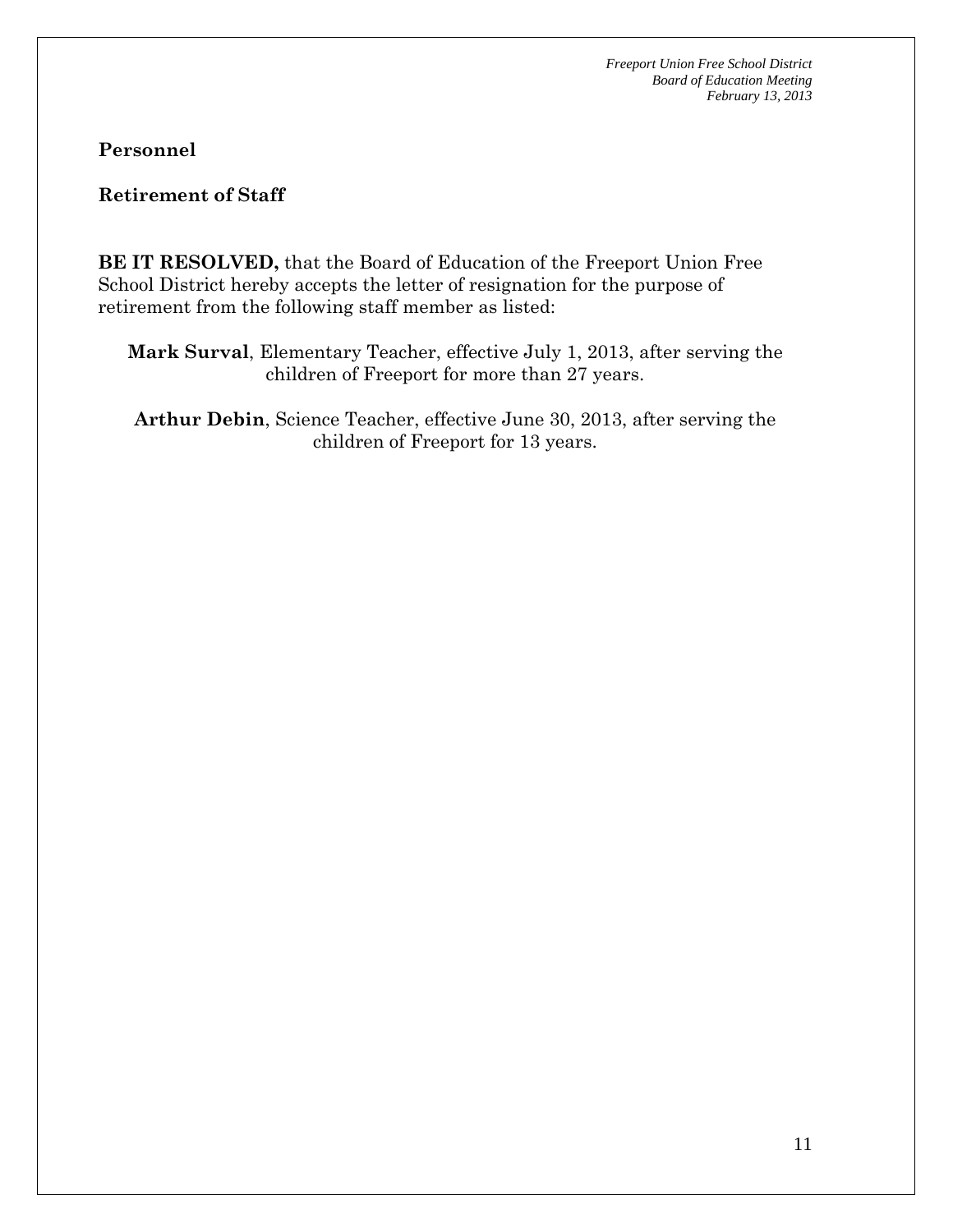## Personnel

### Retirement of Staff

**BE IT RESOLVED,** that the Board of Education of the Freeport Union Free School District hereby accepts the letter of resignation for the purpose of retirement from the following staff member as listed:

**Mark Surval**, Elementary Teacher, effective July 1, 2013, after serving the children of Freeport for more than 27 years.

**Arthur Debin**, Science Teacher, effective June 30, 2013, after serving the children of Freeport for 13 years.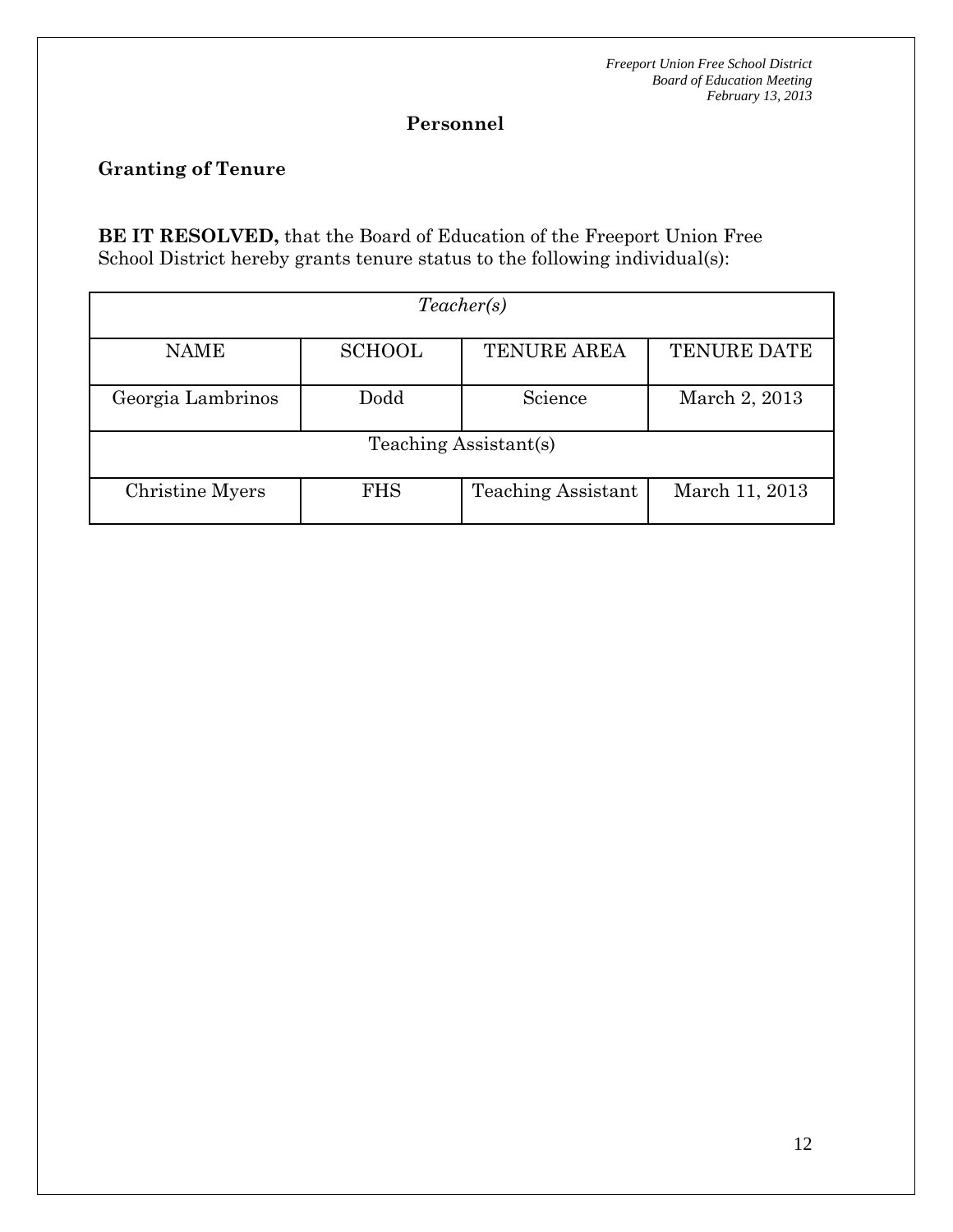## Personnel

### Granting of Tenure

**BE IT RESOLVED,** that the Board of Education of the Freeport Union Free School District hereby grants tenure status to the following individual(s):

| *Teacher(s)* | | | |
|---|---|---|---|
| NAME | SCHOOL | TENURE AREA | TENURE DATE |
| Georgia Lambrinos | Dodd | Science | March 2, 2013 |
| Teaching Assistant(s) | | | |
| Christine Myers | FHS | Teaching Assistant | March 11, 2013 |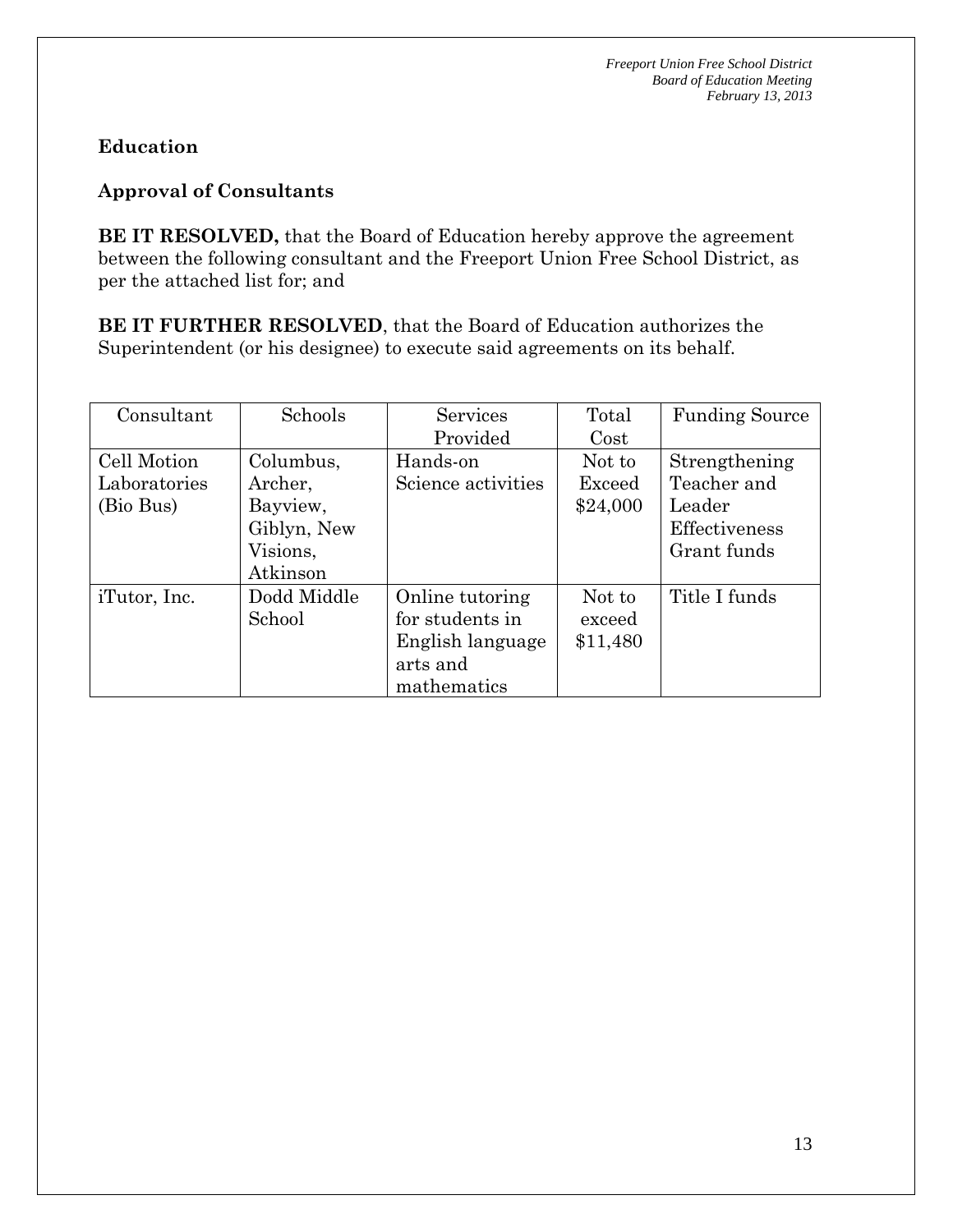**Education**

**Approval of Consultants**

**BE IT RESOLVED,** that the Board of Education hereby approve the agreement between the following consultant and the Freeport Union Free School District, as per the attached list for; and

**BE IT FURTHER RESOLVED**, that the Board of Education authorizes the Superintendent (or his designee) to execute said agreements on its behalf.

| Consultant | Schools | Services Provided | Total Cost | Funding Source |
|---|---|---|---|---|
| Cell Motion Laboratories (Bio Bus) | Columbus, Archer, Bayview, Giblyn, New Visions, Atkinson | Hands-on Science activities | Not to Exceed $24,000 | Strengthening Teacher and Leader Effectiveness Grant funds |
| iTutor, Inc. | Dodd Middle School | Online tutoring for students in English language arts and mathematics | Not to exceed $11,480 | Title I funds |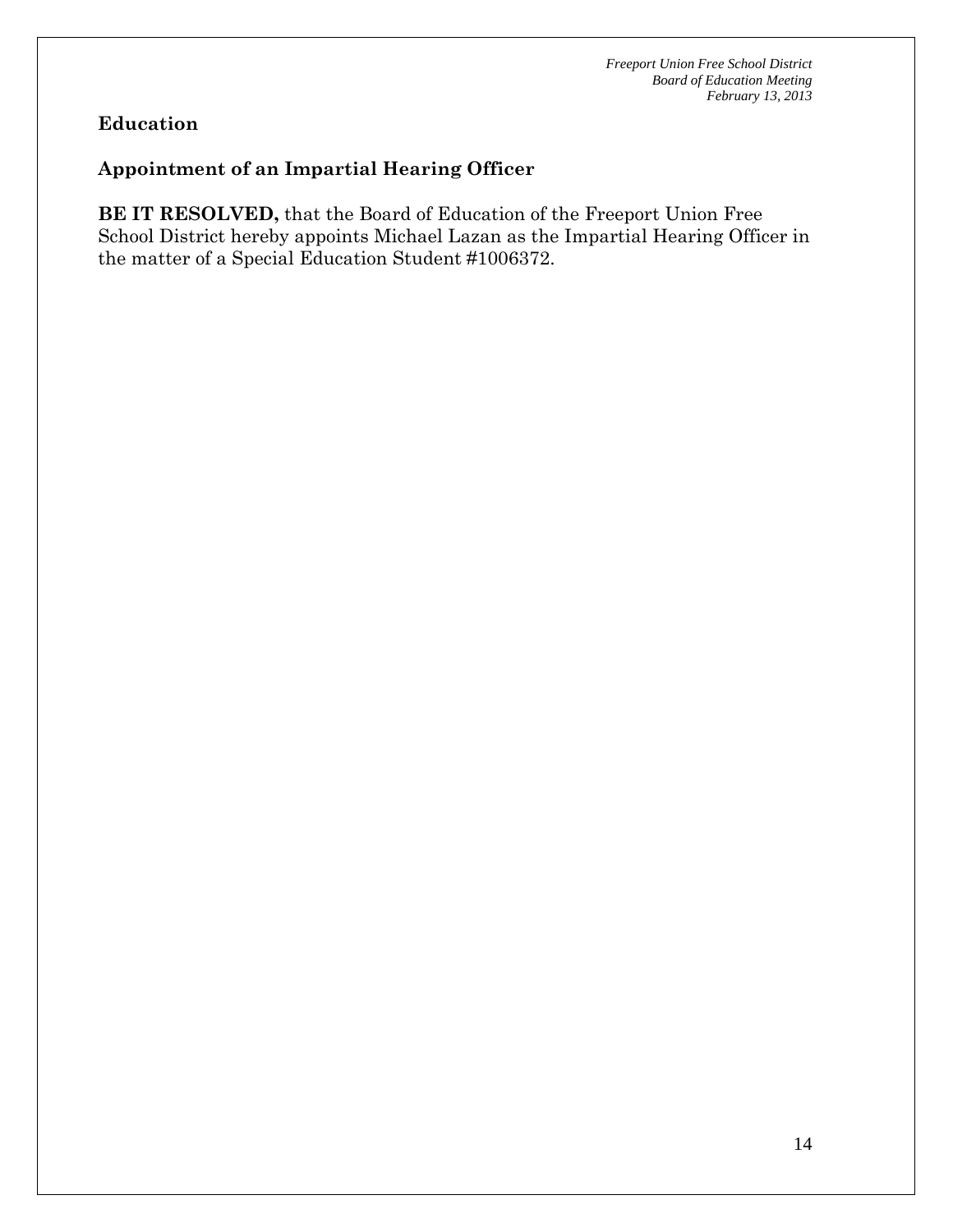## Education

### Appointment of an Impartial Hearing Officer

**BE IT RESOLVED,** that the Board of Education of the Freeport Union Free School District hereby appoints Michael Lazan as the Impartial Hearing Officer in the matter of a Special Education Student #1006372.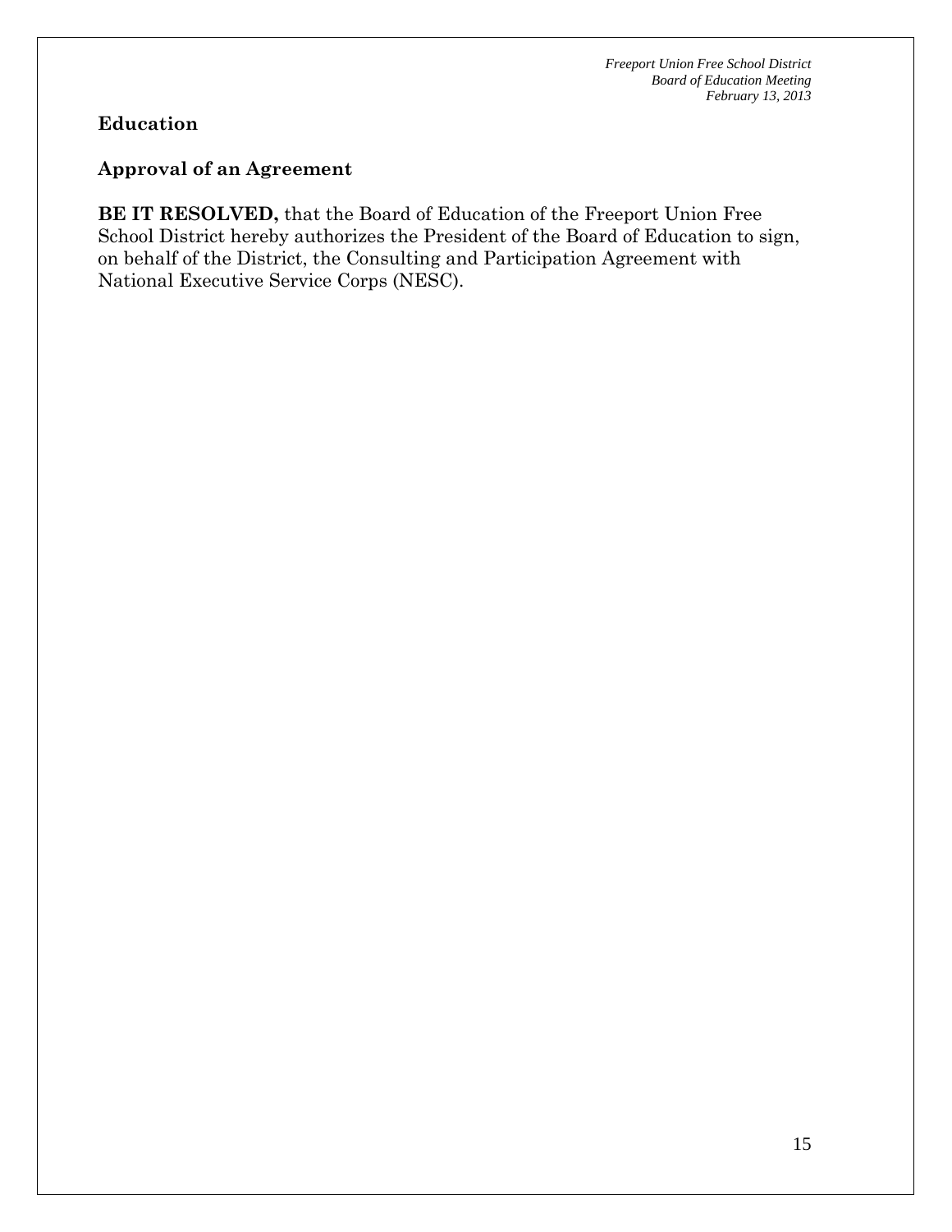**Education**

**Approval of an Agreement**

**BE IT RESOLVED,** that the Board of Education of the Freeport Union Free School District hereby authorizes the President of the Board of Education to sign, on behalf of the District, the Consulting and Participation Agreement with National Executive Service Corps (NESC).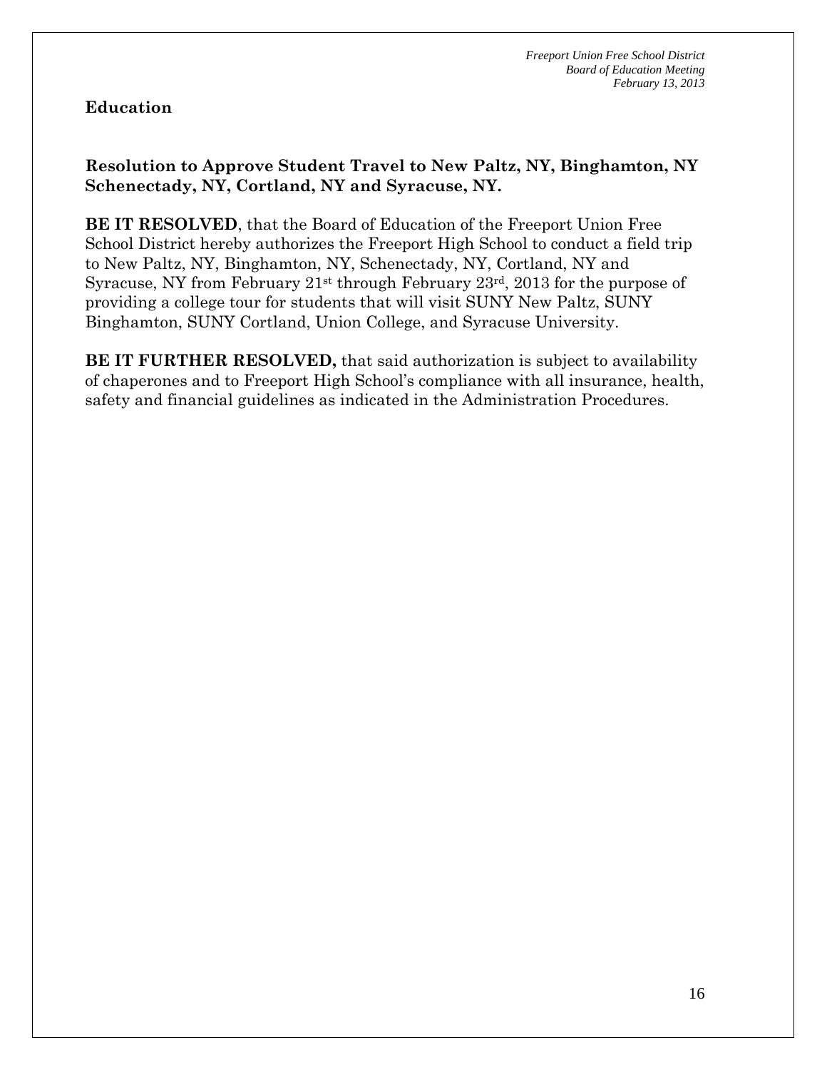## Education

### Resolution to Approve Student Travel to New Paltz, NY, Binghamton, NY Schenectady, NY, Cortland, NY and Syracuse, NY.

**BE IT RESOLVED**, that the Board of Education of the Freeport Union Free School District hereby authorizes the Freeport High School to conduct a field trip to New Paltz, NY, Binghamton, NY, Schenectady, NY, Cortland, NY and Syracuse, NY from February 21st through February 23rd, 2013 for the purpose of providing a college tour for students that will visit SUNY New Paltz, SUNY Binghamton, SUNY Cortland, Union College, and Syracuse University.

**BE IT FURTHER RESOLVED,** that said authorization is subject to availability of chaperones and to Freeport High School's compliance with all insurance, health, safety and financial guidelines as indicated in the Administration Procedures.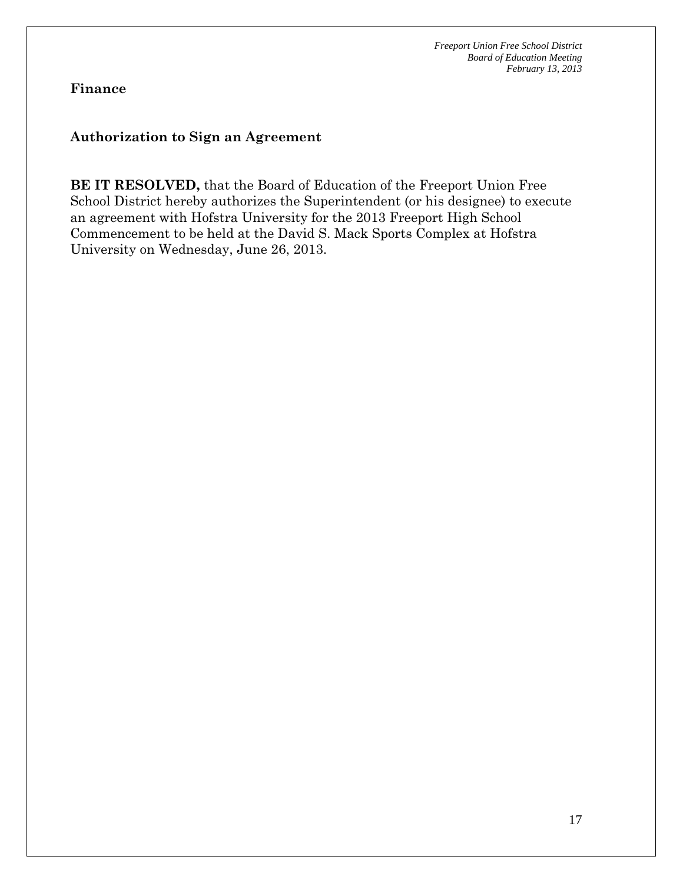## Finance

### Authorization to Sign an Agreement

**BE IT RESOLVED,** that the Board of Education of the Freeport Union Free School District hereby authorizes the Superintendent (or his designee) to execute an agreement with Hofstra University for the 2013 Freeport High School Commencement to be held at the David S. Mack Sports Complex at Hofstra University on Wednesday, June 26, 2013.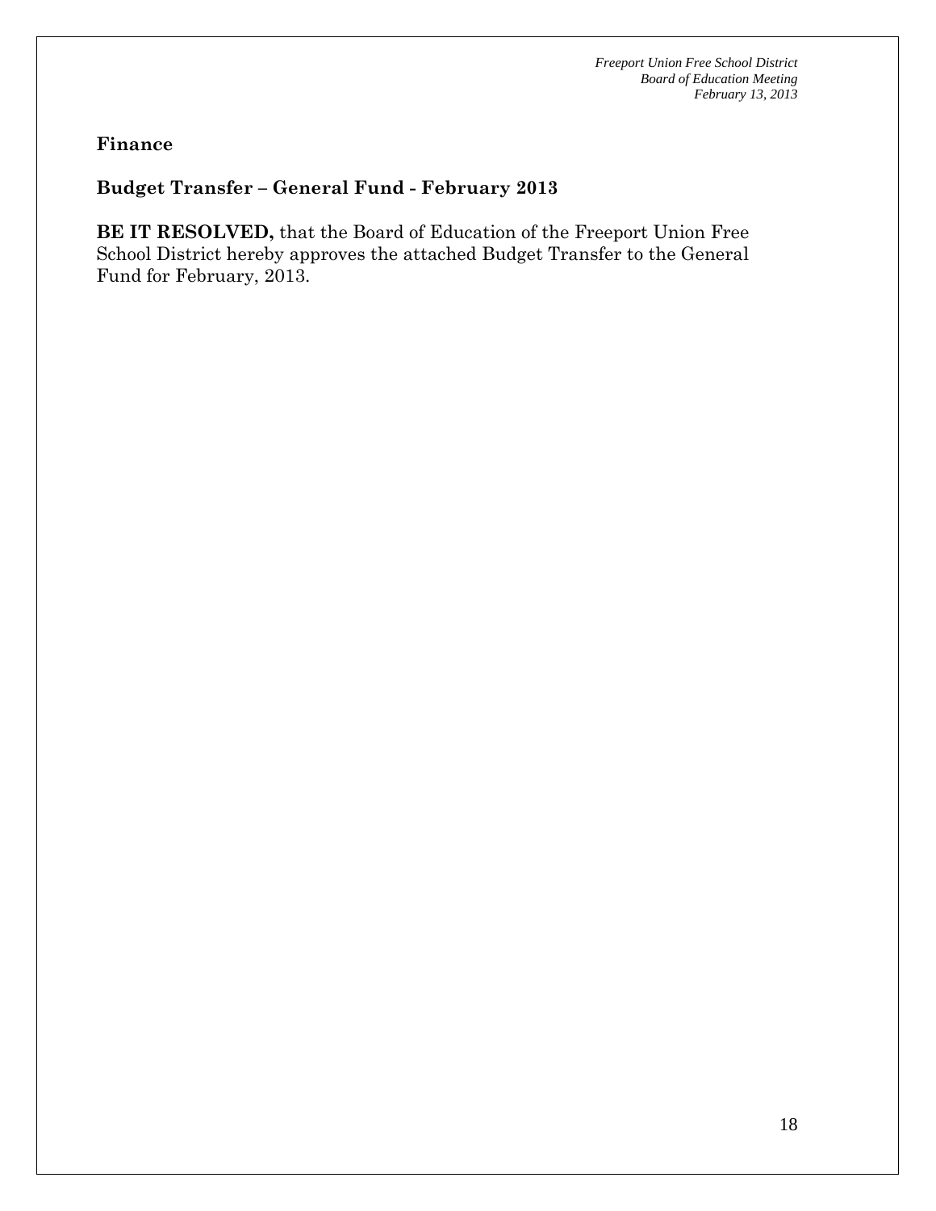**Finance**

**Budget Transfer – General Fund - February 2013**

**BE IT RESOLVED,** that the Board of Education of the Freeport Union Free School District hereby approves the attached Budget Transfer to the General Fund for February, 2013.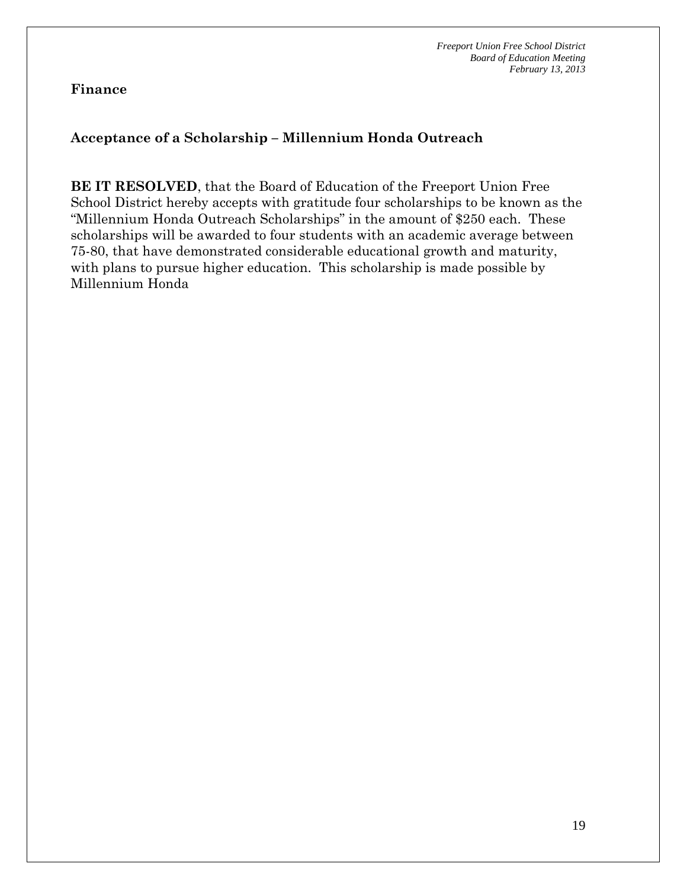## Finance

### Acceptance of a Scholarship – Millennium Honda Outreach

**BE IT RESOLVED**, that the Board of Education of the Freeport Union Free School District hereby accepts with gratitude four scholarships to be known as the "Millennium Honda Outreach Scholarships" in the amount of $250 each. These scholarships will be awarded to four students with an academic average between 75-80, that have demonstrated considerable educational growth and maturity, with plans to pursue higher education. This scholarship is made possible by Millennium Honda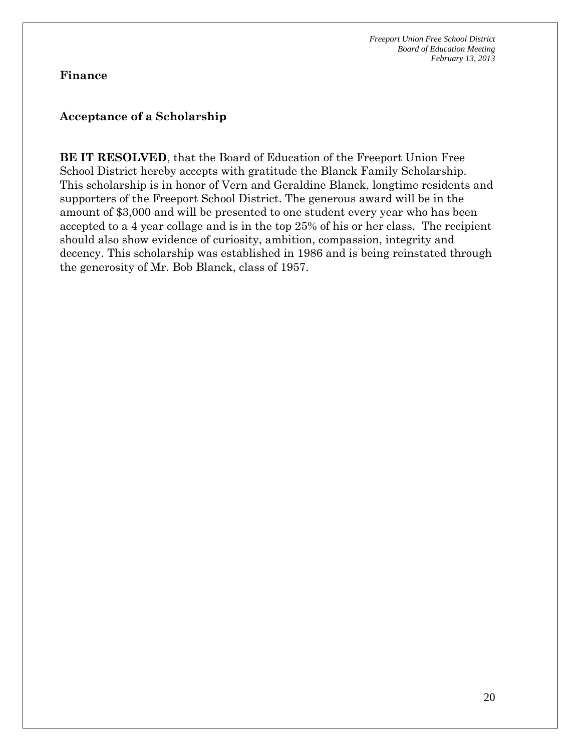**Finance**

**Acceptance of a Scholarship**

**BE IT RESOLVED**, that the Board of Education of the Freeport Union Free School District hereby accepts with gratitude the Blanck Family Scholarship. This scholarship is in honor of Vern and Geraldine Blanck, longtime residents and supporters of the Freeport School District. The generous award will be in the amount of $3,000 and will be presented to one student every year who has been accepted to a 4 year collage and is in the top 25% of his or her class. The recipient should also show evidence of curiosity, ambition, compassion, integrity and decency. This scholarship was established in 1986 and is being reinstated through the generosity of Mr. Bob Blanck, class of 1957.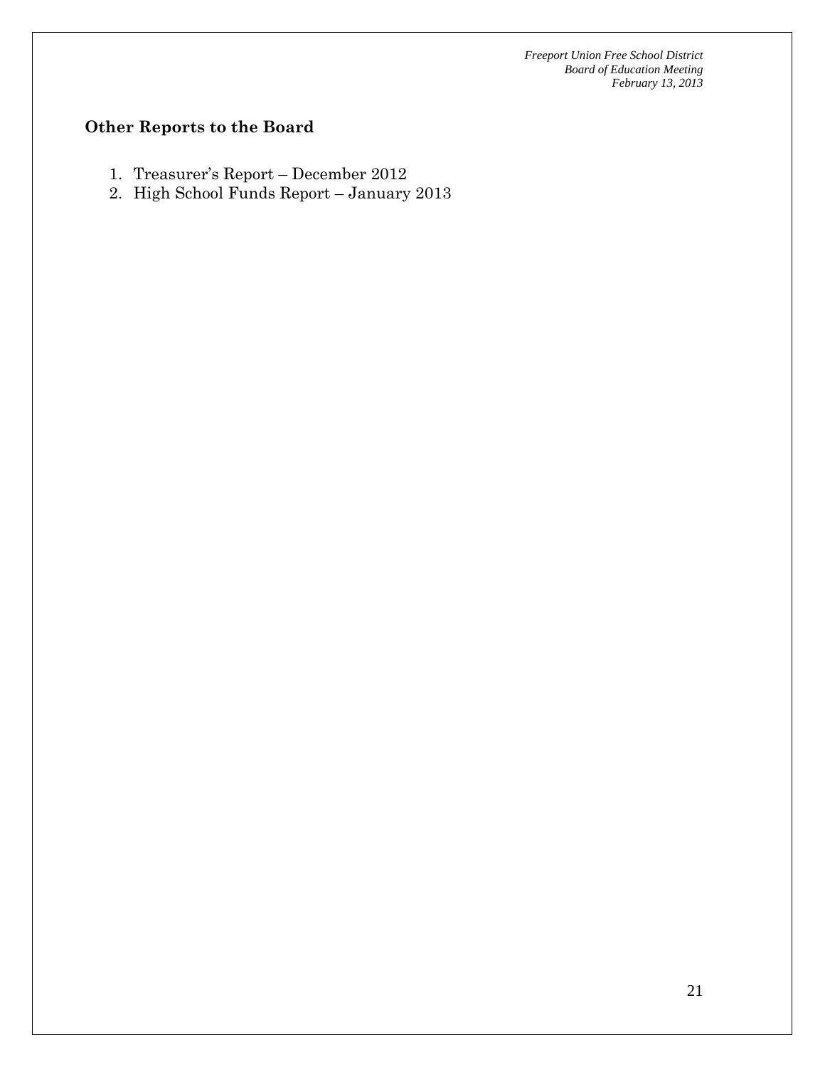## Other Reports to the Board

1. Treasurer's Report – December 2012
2. High School Funds Report – January 2013